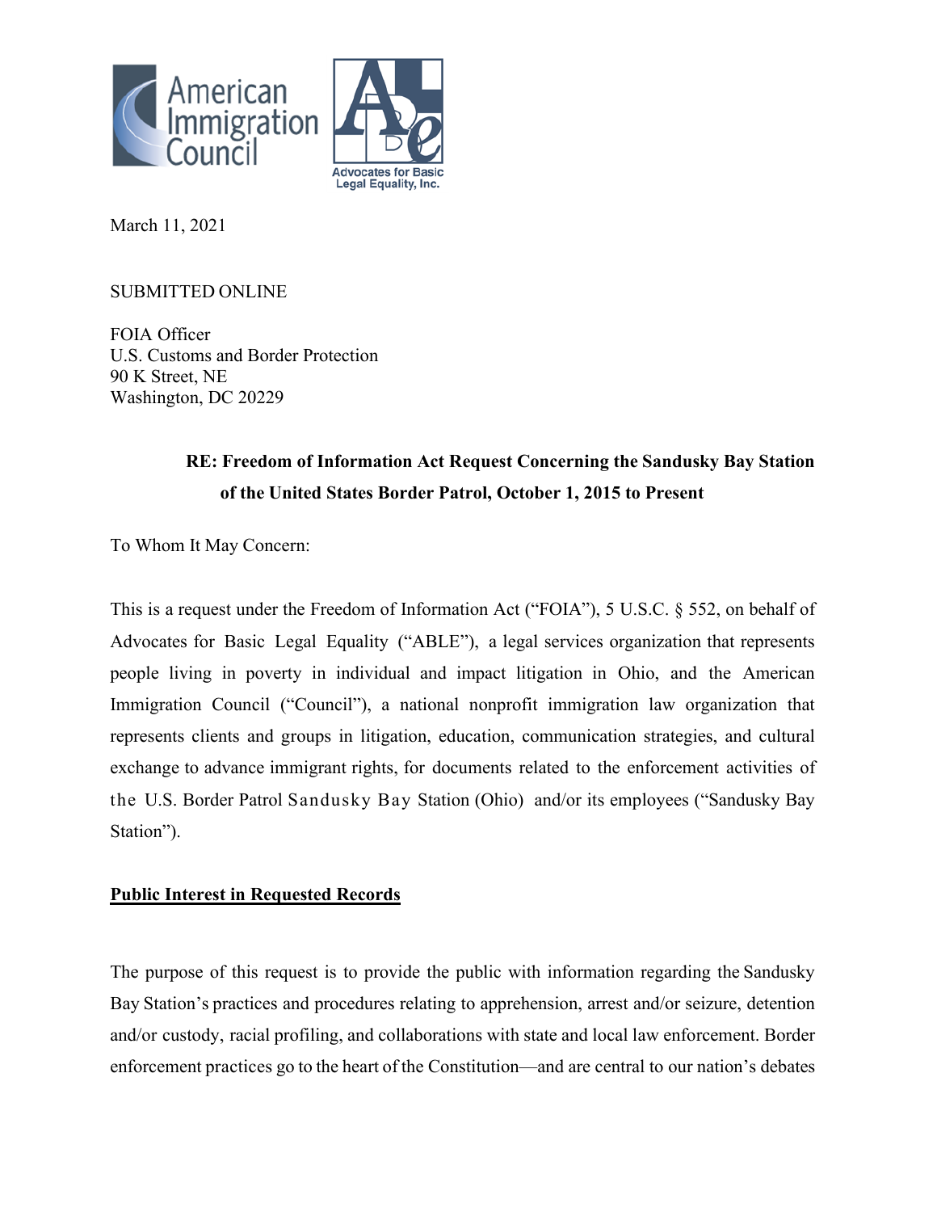American Immigration Council

Advocates for Basic Legal Equality, Inc.

March 11, 2021

SUBMITTED ONLINE

FOIA Officer
U.S. Customs and Border Protection
90 K Street, NE
Washington, DC 20229

**RE: Freedom of Information Act Request Concerning the Sandusky Bay Station of the United States Border Patrol, October 1, 2015 to Present**

To Whom It May Concern:

This is a request under the Freedom of Information Act ("FOIA"), 5 U.S.C. § 552, on behalf of Advocates for Basic Legal Equality ("ABLE"), a legal services organization that represents people living in poverty in individual and impact litigation in Ohio, and the American Immigration Council ("Council"), a national nonprofit immigration law organization that represents clients and groups in litigation, education, communication strategies, and cultural exchange to advance immigrant rights, for documents related to the enforcement activities of the U.S. Border Patrol Sandusky Bay Station (Ohio) and/or its employees ("Sandusky Bay Station").

**Public Interest in Requested Records**

The purpose of this request is to provide the public with information regarding the Sandusky Bay Station's practices and procedures relating to apprehension, arrest and/or seizure, detention and/or custody, racial profiling, and collaborations with state and local law enforcement. Border enforcement practices go to the heart of the Constitution—and are central to our nation's debates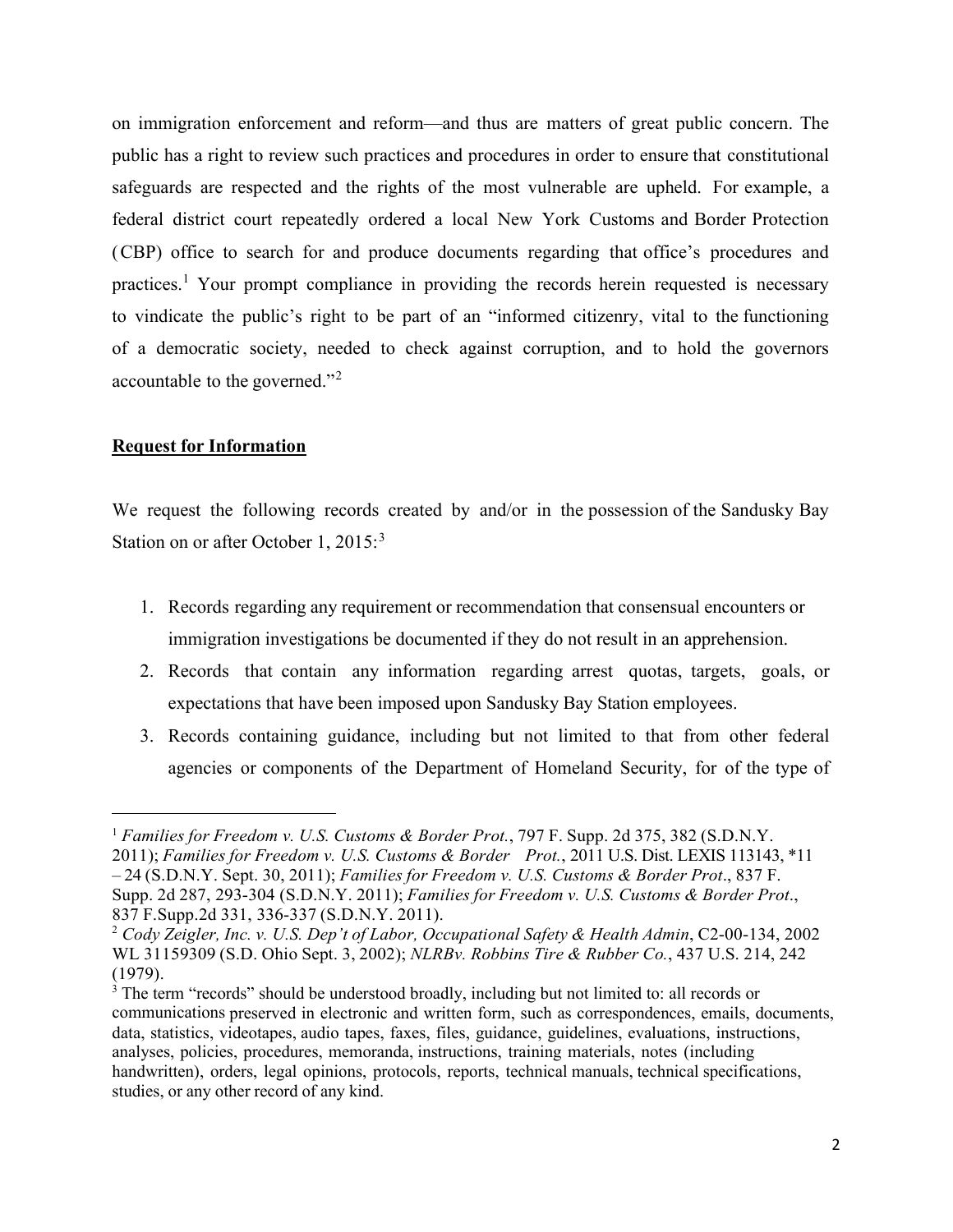on immigration enforcement and reform—and thus are matters of great public concern. The public has a right to review such practices and procedures in order to ensure that constitutional safeguards are respected and the rights of the most vulnerable are upheld. For example, a federal district court repeatedly ordered a local New York Customs and Border Protection (CBP) office to search for and produce documents regarding that office's procedures and practices.[1] Your prompt compliance in providing the records herein requested is necessary to vindicate the public's right to be part of an "informed citizenry, vital to the functioning of a democratic society, needed to check against corruption, and to hold the governors accountable to the governed."[2]

**Request for Information**

We request the following records created by and/or in the possession of the Sandusky Bay Station on or after October 1, 2015:[3]

1. Records regarding any requirement or recommendation that consensual encounters or immigration investigations be documented if they do not result in an apprehension.
2. Records that contain any information regarding arrest quotas, targets, goals, or expectations that have been imposed upon Sandusky Bay Station employees.
3. Records containing guidance, including but not limited to that from other federal agencies or components of the Department of Homeland Security, for of the type of

---

[1] *Families for Freedom v. U.S. Customs & Border Prot.*, 797 F. Supp. 2d 375, 382 (S.D.N.Y. 2011); *Families for Freedom v. U.S. Customs & Border Prot.*, 2011 U.S. Dist. LEXIS 113143, *11 – 24 (S.D.N.Y. Sept. 30, 2011); *Families for Freedom v. U.S. Customs & Border Prot*., 837 F. Supp. 2d 287, 293-304 (S.D.N.Y. 2011); *Families for Freedom v. U.S. Customs & Border Prot*., 837 F.Supp.2d 331, 336-337 (S.D.N.Y. 2011).

[2] *Cody Zeigler, Inc. v. U.S. Dep't of Labor, Occupational Safety & Health Admin*, C2-00-134, 2002 WL 31159309 (S.D. Ohio Sept. 3, 2002); *NLRBv. Robbins Tire & Rubber Co.*, 437 U.S. 214, 242 (1979).

[3] The term "records" should be understood broadly, including but not limited to: all records or communications preserved in electronic and written form, such as correspondences, emails, documents, data, statistics, videotapes, audio tapes, faxes, files, guidance, guidelines, evaluations, instructions, analyses, policies, procedures, memoranda, instructions, training materials, notes (including handwritten), orders, legal opinions, protocols, reports, technical manuals, technical specifications, studies, or any other record of any kind.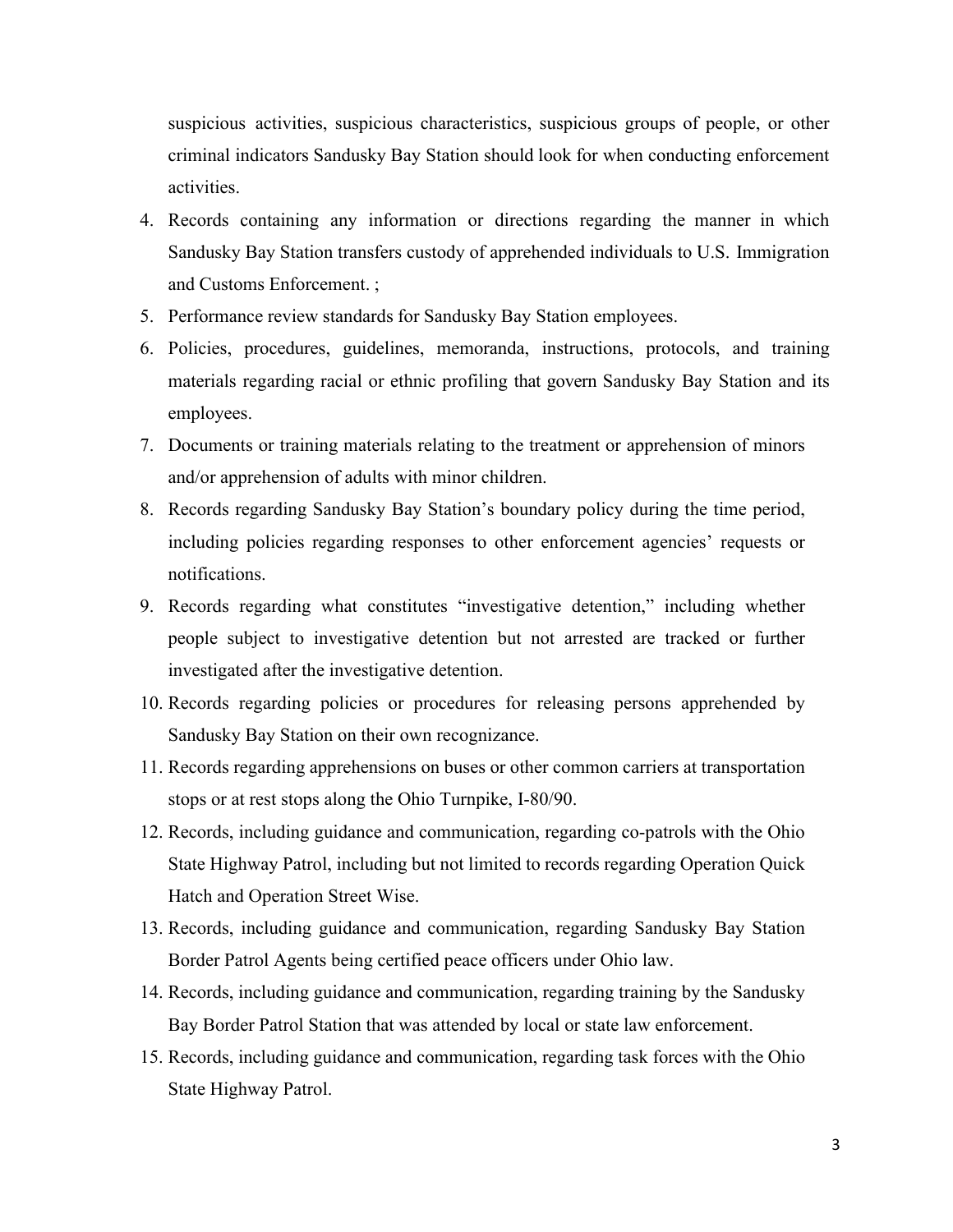suspicious activities, suspicious characteristics, suspicious groups of people, or other criminal indicators Sandusky Bay Station should look for when conducting enforcement activities.

4. Records containing any information or directions regarding the manner in which Sandusky Bay Station transfers custody of apprehended individuals to U.S. Immigration and Customs Enforcement. ;
5. Performance review standards for Sandusky Bay Station employees.
6. Policies, procedures, guidelines, memoranda, instructions, protocols, and training materials regarding racial or ethnic profiling that govern Sandusky Bay Station and its employees.
7. Documents or training materials relating to the treatment or apprehension of minors and/or apprehension of adults with minor children.
8. Records regarding Sandusky Bay Station's boundary policy during the time period, including policies regarding responses to other enforcement agencies' requests or notifications.
9. Records regarding what constitutes "investigative detention," including whether people subject to investigative detention but not arrested are tracked or further investigated after the investigative detention.
10. Records regarding policies or procedures for releasing persons apprehended by Sandusky Bay Station on their own recognizance.
11. Records regarding apprehensions on buses or other common carriers at transportation stops or at rest stops along the Ohio Turnpike, I-80/90.
12. Records, including guidance and communication, regarding co-patrols with the Ohio State Highway Patrol, including but not limited to records regarding Operation Quick Hatch and Operation Street Wise.
13. Records, including guidance and communication, regarding Sandusky Bay Station Border Patrol Agents being certified peace officers under Ohio law.
14. Records, including guidance and communication, regarding training by the Sandusky Bay Border Patrol Station that was attended by local or state law enforcement.
15. Records, including guidance and communication, regarding task forces with the Ohio State Highway Patrol.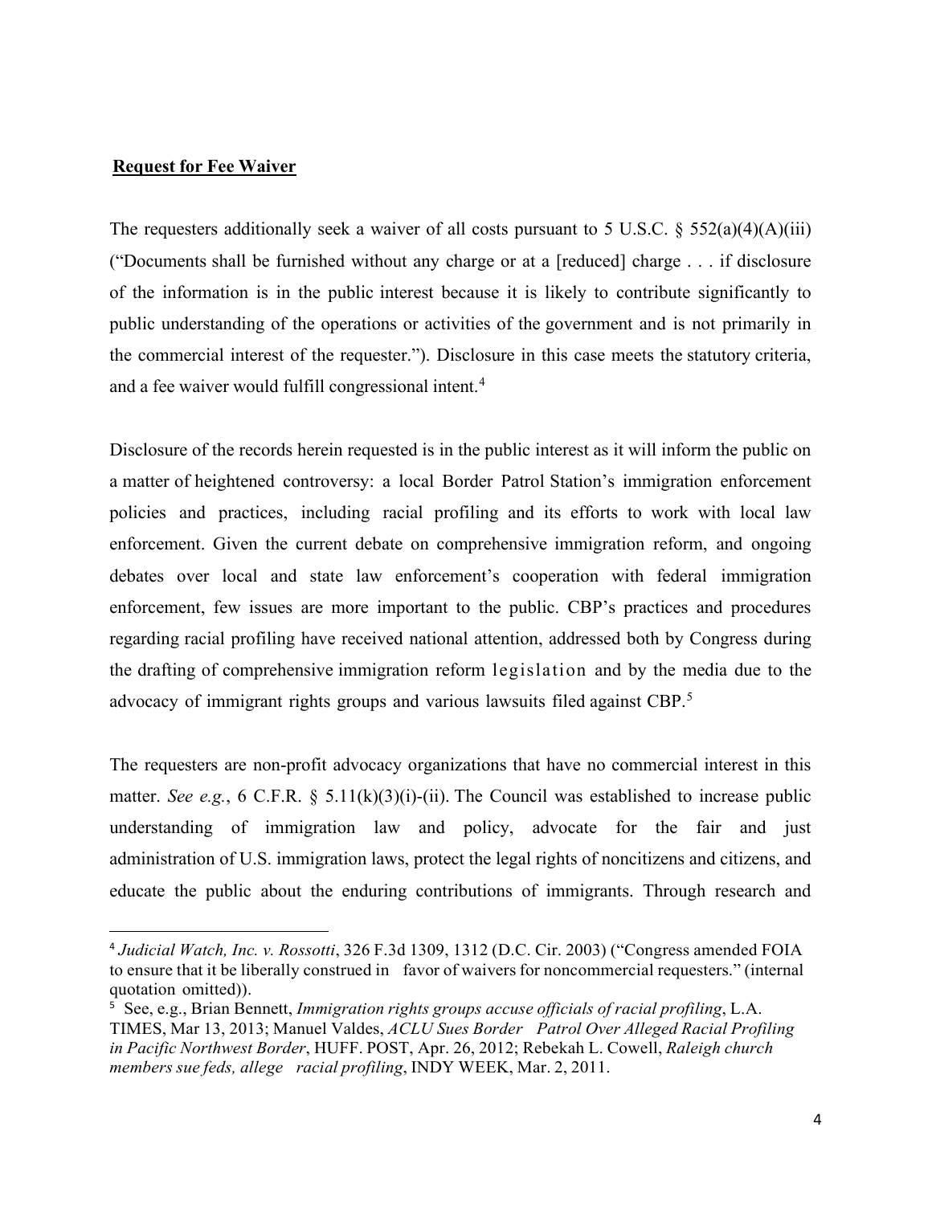**<u>Request for Fee Waiver</u>**

The requesters additionally seek a waiver of all costs pursuant to 5 U.S.C. § 552(a)(4)(A)(iii) ("Documents shall be furnished without any charge or at a [reduced] charge . . . if disclosure of the information is in the public interest because it is likely to contribute significantly to public understanding of the operations or activities of the government and is not primarily in the commercial interest of the requester."). Disclosure in this case meets the statutory criteria, and a fee waiver would fulfill congressional intent.[4]

Disclosure of the records herein requested is in the public interest as it will inform the public on a matter of heightened controversy: a local Border Patrol Station's immigration enforcement policies and practices, including racial profiling and its efforts to work with local law enforcement. Given the current debate on comprehensive immigration reform, and ongoing debates over local and state law enforcement's cooperation with federal immigration enforcement, few issues are more important to the public. CBP's practices and procedures regarding racial profiling have received national attention, addressed both by Congress during the drafting of comprehensive immigration reform legislation and by the media due to the advocacy of immigrant rights groups and various lawsuits filed against CBP.[5]

The requesters are non-profit advocacy organizations that have no commercial interest in this matter. *See e.g.*, 6 C.F.R. § 5.11(k)(3)(i)-(ii). The Council was established to increase public understanding of immigration law and policy, advocate for the fair and just administration of U.S. immigration laws, protect the legal rights of noncitizens and citizens, and educate the public about the enduring contributions of immigrants. Through research and

---

[4] *Judicial Watch, Inc. v. Rossotti*, 326 F.3d 1309, 1312 (D.C. Cir. 2003) ("Congress amended FOIA to ensure that it be liberally construed in favor of waivers for noncommercial requesters." (internal quotation omitted)).

[5] See, e.g., Brian Bennett, *Immigration rights groups accuse officials of racial profiling*, L.A. TIMES, Mar 13, 2013; Manuel Valdes, *ACLU Sues Border Patrol Over Alleged Racial Profiling in Pacific Northwest Border*, HUFF. POST, Apr. 26, 2012; Rebekah L. Cowell, *Raleigh church members sue feds, allege racial profiling*, INDY WEEK, Mar. 2, 2011.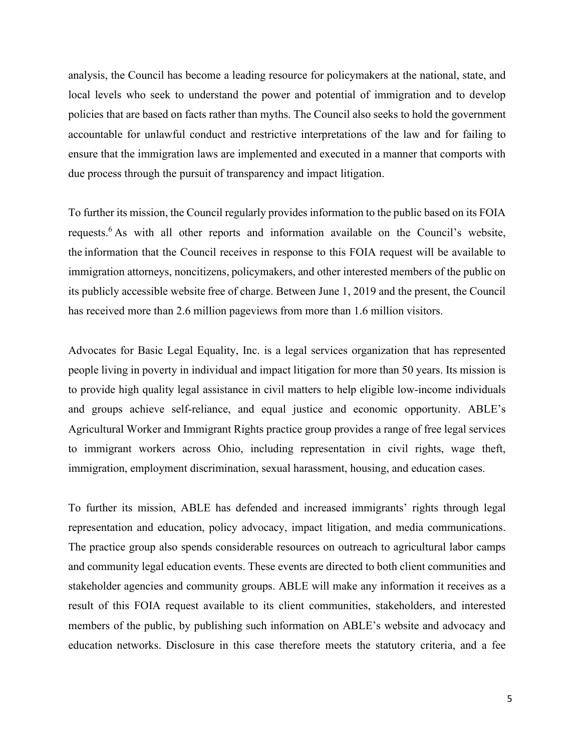analysis, the Council has become a leading resource for policymakers at the national, state, and local levels who seek to understand the power and potential of immigration and to develop policies that are based on facts rather than myths. The Council also seeks to hold the government accountable for unlawful conduct and restrictive interpretations of the law and for failing to ensure that the immigration laws are implemented and executed in a manner that comports with due process through the pursuit of transparency and impact litigation.

To further its mission, the Council regularly provides information to the public based on its FOIA requests.[6] As with all other reports and information available on the Council's website, the information that the Council receives in response to this FOIA request will be available to immigration attorneys, noncitizens, policymakers, and other interested members of the public on its publicly accessible website free of charge. Between June 1, 2019 and the present, the Council has received more than 2.6 million pageviews from more than 1.6 million visitors.

Advocates for Basic Legal Equality, Inc. is a legal services organization that has represented people living in poverty in individual and impact litigation for more than 50 years. Its mission is to provide high quality legal assistance in civil matters to help eligible low-income individuals and groups achieve self-reliance, and equal justice and economic opportunity. ABLE's Agricultural Worker and Immigrant Rights practice group provides a range of free legal services to immigrant workers across Ohio, including representation in civil rights, wage theft, immigration, employment discrimination, sexual harassment, housing, and education cases.

To further its mission, ABLE has defended and increased immigrants' rights through legal representation and education, policy advocacy, impact litigation, and media communications. The practice group also spends considerable resources on outreach to agricultural labor camps and community legal education events. These events are directed to both client communities and stakeholder agencies and community groups. ABLE will make any information it receives as a result of this FOIA request available to its client communities, stakeholders, and interested members of the public, by publishing such information on ABLE's website and advocacy and education networks. Disclosure in this case therefore meets the statutory criteria, and a fee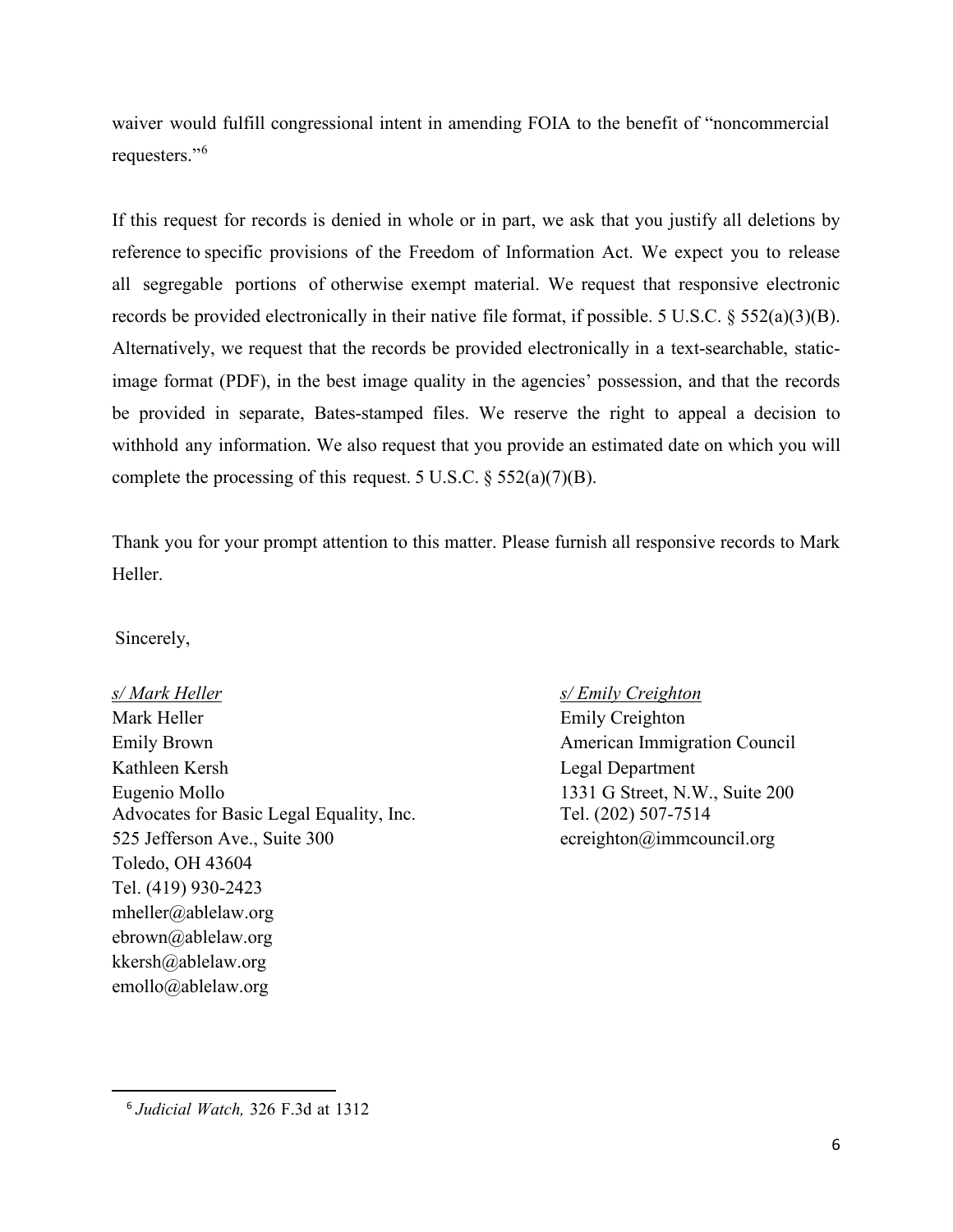waiver would fulfill congressional intent in amending FOIA to the benefit of "noncommercial requesters."[6]

If this request for records is denied in whole or in part, we ask that you justify all deletions by reference to specific provisions of the Freedom of Information Act. We expect you to release all segregable portions of otherwise exempt material. We request that responsive electronic records be provided electronically in their native file format, if possible. 5 U.S.C. § 552(a)(3)(B). Alternatively, we request that the records be provided electronically in a text-searchable, static-image format (PDF), in the best image quality in the agencies' possession, and that the records be provided in separate, Bates-stamped files. We reserve the right to appeal a decision to withhold any information. We also request that you provide an estimated date on which you will complete the processing of this request. 5 U.S.C. § 552(a)(7)(B).

Thank you for your prompt attention to this matter. Please furnish all responsive records to Mark Heller.

Sincerely,

*s/ Mark Heller*
Mark Heller
Emily Brown
Kathleen Kersh
Eugenio Mollo
Advocates for Basic Legal Equality, Inc.
525 Jefferson Ave., Suite 300
Toledo, OH 43604
Tel. (419) 930-2423
mheller@ablelaw.org
ebrown@ablelaw.org
kkersh@ablelaw.org
emollo@ablelaw.org

*s/ Emily Creighton*
Emily Creighton
American Immigration Council
Legal Department
1331 G Street, N.W., Suite 200
Tel. (202) 507-7514
ecreighton@immcouncil.org

---

[6] *Judicial Watch,* 326 F.3d at 1312